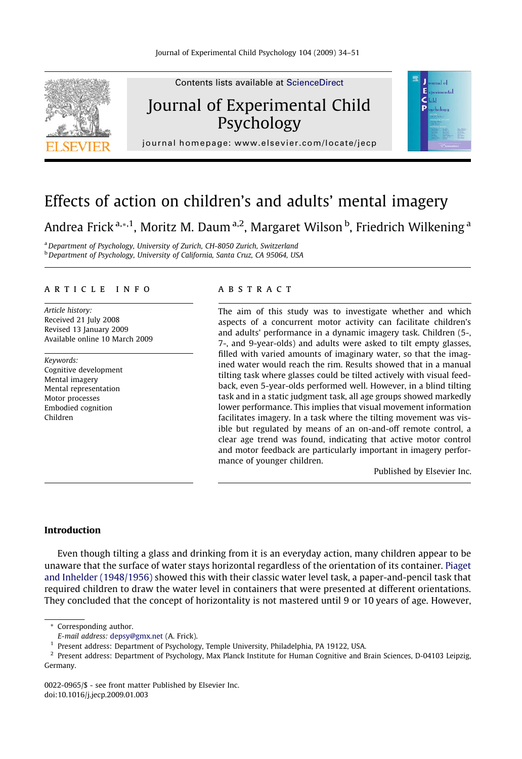Contents lists available at ScienceDirect

# Journal of Experimental Child Psychology

journal homepage: www.elsevier.com/locate/jecp

# Effects of action on children's and adults' mental imagery

Andrea Frick [a,*,1], Moritz M. Daum [a,2], Margaret Wilson [b], Friedrich Wilkening [a]

[a] Department of Psychology, University of Zurich, CH-8050 Zurich, Switzerland
[b] Department of Psychology, University of California, Santa Cruz, CA 95064, USA

## ARTICLE INFO

*Article history:*
Received 21 July 2008
Revised 13 January 2009
Available online 10 March 2009

*Keywords:*
Cognitive development
Mental imagery
Mental representation
Motor processes
Embodied cognition
Children

## ABSTRACT

The aim of this study was to investigate whether and which aspects of a concurrent motor activity can facilitate children's and adults' performance in a dynamic imagery task. Children (5-, 7-, and 9-year-olds) and adults were asked to tilt empty glasses, filled with varied amounts of imaginary water, so that the imagined water would reach the rim. Results showed that in a manual tilting task where glasses could be tilted actively with visual feedback, even 5-year-olds performed well. However, in a blind tilting task and in a static judgment task, all age groups showed markedly lower performance. This implies that visual movement information facilitates imagery. In a task where the tilting movement was visible but regulated by means of an on-and-off remote control, a clear age trend was found, indicating that active motor control and motor feedback are particularly important in imagery performance of younger children.

Published by Elsevier Inc.

## Introduction

Even though tilting a glass and drinking from it is an everyday action, many children appear to be unaware that the surface of water stays horizontal regardless of the orientation of its container. Piaget and Inhelder (1948/1956) showed this with their classic water level task, a paper-and-pencil task that required children to draw the water level in containers that were presented at different orientations. They concluded that the concept of horizontality is not mastered until 9 or 10 years of age. However,

* Corresponding author.
E-mail address: depsy@gmx.net (A. Frick).
1 Present address: Department of Psychology, Temple University, Philadelphia, PA 19122, USA.
2 Present address: Department of Psychology, Max Planck Institute for Human Cognitive and Brain Sciences, D-04103 Leipzig, Germany.

0022-0965/$ - see front matter Published by Elsevier Inc.
doi:10.1016/j.jecp.2009.01.003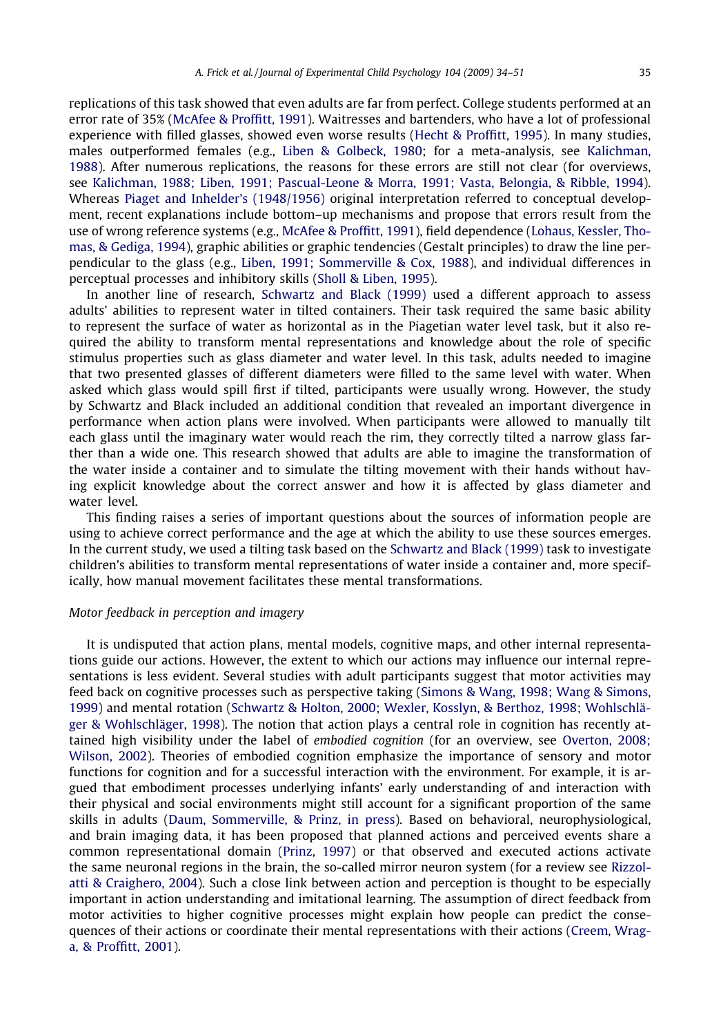replications of this task showed that even adults are far from perfect. College students performed at an error rate of 35% (McAfee & Proffitt, 1991). Waitresses and bartenders, who have a lot of professional experience with filled glasses, showed even worse results (Hecht & Proffitt, 1995). In many studies, males outperformed females (e.g., Liben & Golbeck, 1980; for a meta-analysis, see Kalichman, 1988). After numerous replications, the reasons for these errors are still not clear (for overviews, see Kalichman, 1988; Liben, 1991; Pascual-Leone & Morra, 1991; Vasta, Belongia, & Ribble, 1994). Whereas Piaget and Inhelder's (1948/1956) original interpretation referred to conceptual development, recent explanations include bottom–up mechanisms and propose that errors result from the use of wrong reference systems (e.g., McAfee & Proffitt, 1991), field dependence (Lohaus, Kessler, Thomas, & Gediga, 1994), graphic abilities or graphic tendencies (Gestalt principles) to draw the line perpendicular to the glass (e.g., Liben, 1991; Sommerville & Cox, 1988), and individual differences in perceptual processes and inhibitory skills (Sholl & Liben, 1995).

In another line of research, Schwartz and Black (1999) used a different approach to assess adults' abilities to represent water in tilted containers. Their task required the same basic ability to represent the surface of water as horizontal as in the Piagetian water level task, but it also required the ability to transform mental representations and knowledge about the role of specific stimulus properties such as glass diameter and water level. In this task, adults needed to imagine that two presented glasses of different diameters were filled to the same level with water. When asked which glass would spill first if tilted, participants were usually wrong. However, the study by Schwartz and Black included an additional condition that revealed an important divergence in performance when action plans were involved. When participants were allowed to manually tilt each glass until the imaginary water would reach the rim, they correctly tilted a narrow glass farther than a wide one. This research showed that adults are able to imagine the transformation of the water inside a container and to simulate the tilting movement with their hands without having explicit knowledge about the correct answer and how it is affected by glass diameter and water level.

This finding raises a series of important questions about the sources of information people are using to achieve correct performance and the age at which the ability to use these sources emerges. In the current study, we used a tilting task based on the Schwartz and Black (1999) task to investigate children's abilities to transform mental representations of water inside a container and, more specifically, how manual movement facilitates these mental transformations.

### *Motor feedback in perception and imagery*

It is undisputed that action plans, mental models, cognitive maps, and other internal representations guide our actions. However, the extent to which our actions may influence our internal representations is less evident. Several studies with adult participants suggest that motor activities may feed back on cognitive processes such as perspective taking (Simons & Wang, 1998; Wang & Simons, 1999) and mental rotation (Schwartz & Holton, 2000; Wexler, Kosslyn, & Berthoz, 1998; Wohlschläger & Wohlschläger, 1998). The notion that action plays a central role in cognition has recently attained high visibility under the label of *embodied cognition* (for an overview, see Overton, 2008; Wilson, 2002). Theories of embodied cognition emphasize the importance of sensory and motor functions for cognition and for a successful interaction with the environment. For example, it is argued that embodiment processes underlying infants' early understanding of and interaction with their physical and social environments might still account for a significant proportion of the same skills in adults (Daum, Sommerville, & Prinz, in press). Based on behavioral, neurophysiological, and brain imaging data, it has been proposed that planned actions and perceived events share a common representational domain (Prinz, 1997) or that observed and executed actions activate the same neuronal regions in the brain, the so-called mirror neuron system (for a review see Rizzolatti & Craighero, 2004). Such a close link between action and perception is thought to be especially important in action understanding and imitational learning. The assumption of direct feedback from motor activities to higher cognitive processes might explain how people can predict the consequences of their actions or coordinate their mental representations with their actions (Creem, Wraga, & Proffitt, 2001).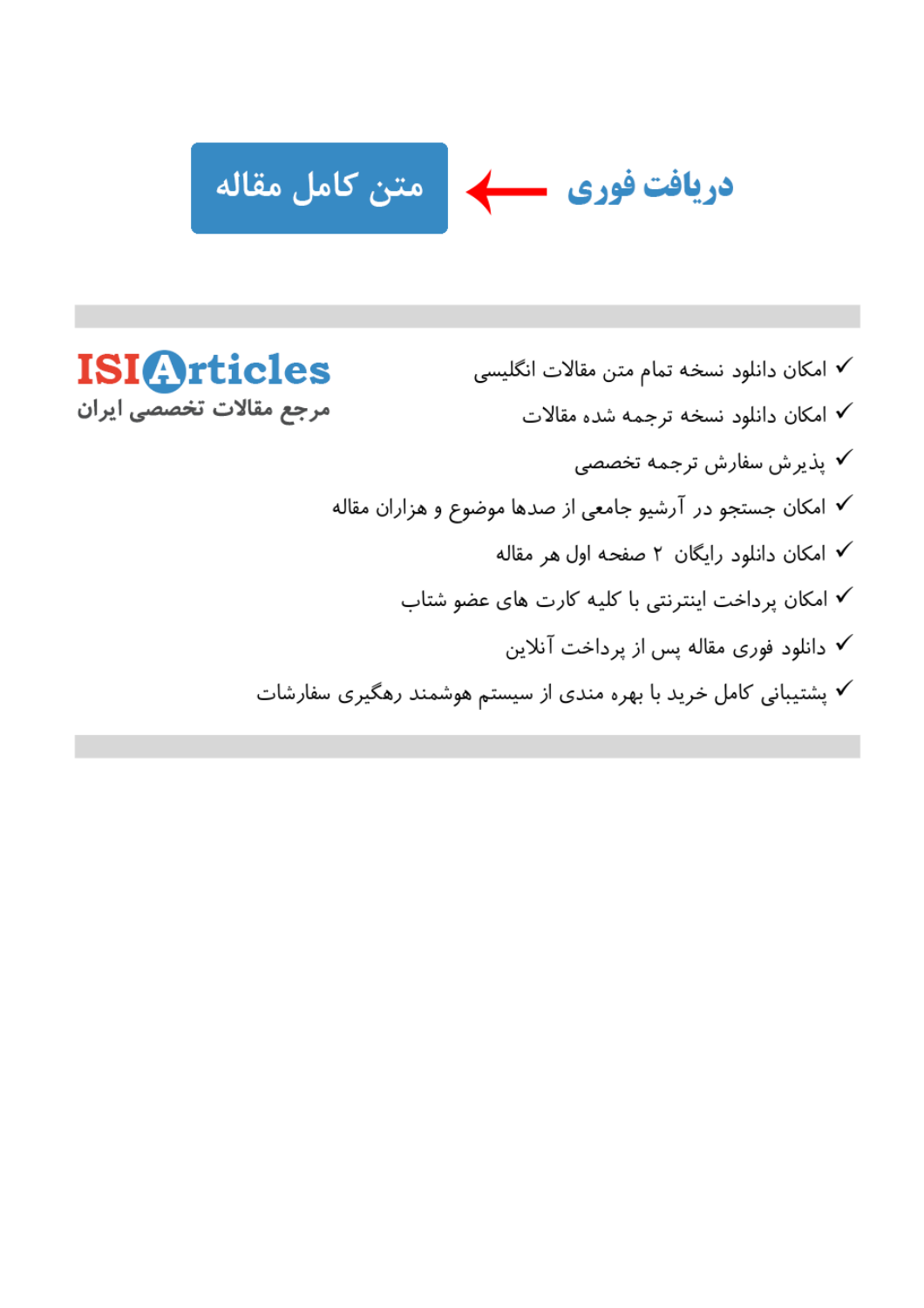دریافت فوری ← متن کامل مقاله

**ISIArticles**
مرجع مقالات تخصصی ایران

- ✓ امکان دانلود نسخه تمام متن مقالات انگلیسی
- ✓ امکان دانلود نسخه ترجمه شده مقالات
- ✓ پذیرش سفارش ترجمه تخصصی
- ✓ امکان جستجو در آرشیو جامعی از صدها موضوع و هزاران مقاله
- ✓ امکان دانلود رایگان ۲ صفحه اول هر مقاله
- ✓ امکان پرداخت اینترنتی با کلیه کارت های عضو شتاب
- ✓ دانلود فوری مقاله پس از پرداخت آنلاین
- ✓ پشتیبانی کامل خرید با بهره مندی از سیستم هوشمند رهگیری سفارشات